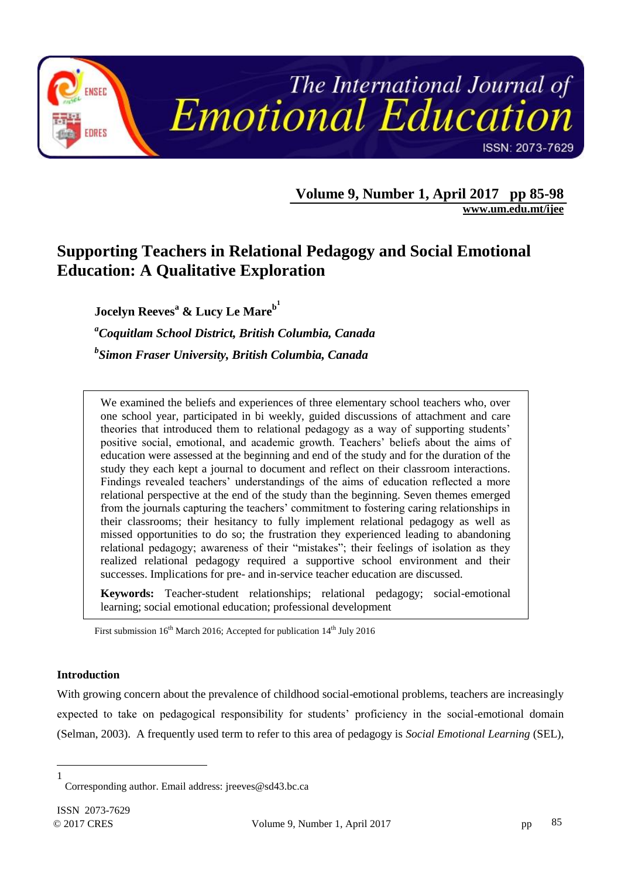# Supporting Teachers in Relational Pedagogy and Social Emotional Education: A Qualitative Exploration

**Jocelyn Reeves[a] & Lucy Le Mare[b][1]**

*[a]Coquitlam School District, British Columbia, Canada*

*[b]Simon Fraser University, British Columbia, Canada*

We examined the beliefs and experiences of three elementary school teachers who, over one school year, participated in bi weekly, guided discussions of attachment and care theories that introduced them to relational pedagogy as a way of supporting students' positive social, emotional, and academic growth. Teachers' beliefs about the aims of education were assessed at the beginning and end of the study and for the duration of the study they each kept a journal to document and reflect on their classroom interactions. Findings revealed teachers' understandings of the aims of education reflected a more relational perspective at the end of the study than the beginning. Seven themes emerged from the journals capturing the teachers' commitment to fostering caring relationships in their classrooms; their hesitancy to fully implement relational pedagogy as well as missed opportunities to do so; the frustration they experienced leading to abandoning relational pedagogy; awareness of their "mistakes"; their feelings of isolation as they realized relational pedagogy required a supportive school environment and their successes. Implications for pre- and in-service teacher education are discussed.

**Keywords:** Teacher-student relationships; relational pedagogy; social-emotional learning; social emotional education; professional development

First submission 16th March 2016; Accepted for publication 14th July 2016

## Introduction

With growing concern about the prevalence of childhood social-emotional problems, teachers are increasingly expected to take on pedagogical responsibility for students' proficiency in the social-emotional domain (Selman, 2003). A frequently used term to refer to this area of pedagogy is *Social Emotional Learning* (SEL),

---

[1] Corresponding author. Email address: jreeves@sd43.bc.ca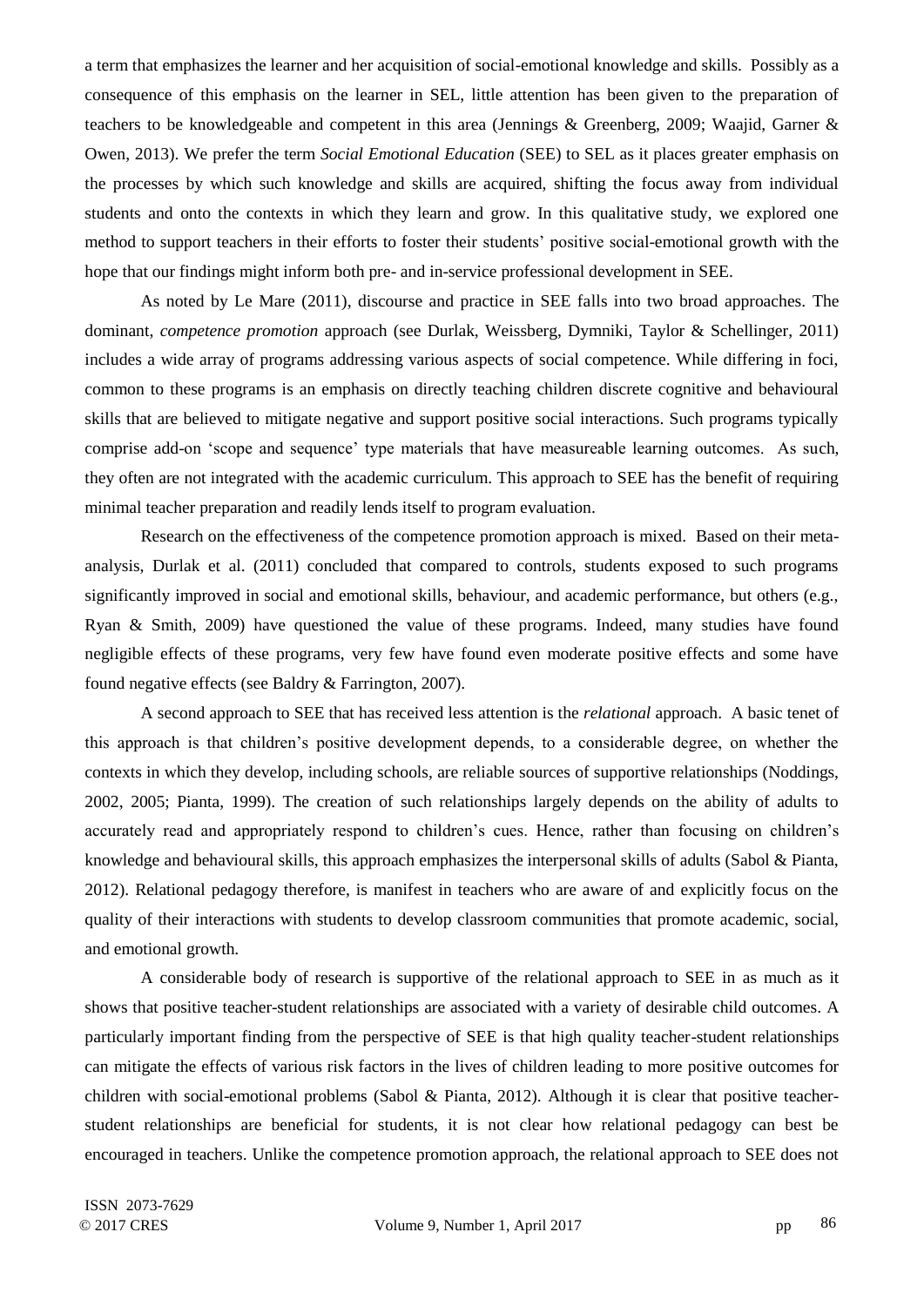a term that emphasizes the learner and her acquisition of social-emotional knowledge and skills. Possibly as a consequence of this emphasis on the learner in SEL, little attention has been given to the preparation of teachers to be knowledgeable and competent in this area (Jennings & Greenberg, 2009; Waajid, Garner & Owen, 2013). We prefer the term *Social Emotional Education* (SEE) to SEL as it places greater emphasis on the processes by which such knowledge and skills are acquired, shifting the focus away from individual students and onto the contexts in which they learn and grow. In this qualitative study, we explored one method to support teachers in their efforts to foster their students' positive social-emotional growth with the hope that our findings might inform both pre- and in-service professional development in SEE.

As noted by Le Mare (2011), discourse and practice in SEE falls into two broad approaches. The dominant, *competence promotion* approach (see Durlak, Weissberg, Dymniki, Taylor & Schellinger, 2011) includes a wide array of programs addressing various aspects of social competence. While differing in foci, common to these programs is an emphasis on directly teaching children discrete cognitive and behavioural skills that are believed to mitigate negative and support positive social interactions. Such programs typically comprise add-on 'scope and sequence' type materials that have measureable learning outcomes. As such, they often are not integrated with the academic curriculum. This approach to SEE has the benefit of requiring minimal teacher preparation and readily lends itself to program evaluation.

Research on the effectiveness of the competence promotion approach is mixed. Based on their meta-analysis, Durlak et al. (2011) concluded that compared to controls, students exposed to such programs significantly improved in social and emotional skills, behaviour, and academic performance, but others (e.g., Ryan & Smith, 2009) have questioned the value of these programs. Indeed, many studies have found negligible effects of these programs, very few have found even moderate positive effects and some have found negative effects (see Baldry & Farrington, 2007).

A second approach to SEE that has received less attention is the *relational* approach. A basic tenet of this approach is that children's positive development depends, to a considerable degree, on whether the contexts in which they develop, including schools, are reliable sources of supportive relationships (Noddings, 2002, 2005; Pianta, 1999). The creation of such relationships largely depends on the ability of adults to accurately read and appropriately respond to children's cues. Hence, rather than focusing on children's knowledge and behavioural skills, this approach emphasizes the interpersonal skills of adults (Sabol & Pianta, 2012). Relational pedagogy therefore, is manifest in teachers who are aware of and explicitly focus on the quality of their interactions with students to develop classroom communities that promote academic, social, and emotional growth.

A considerable body of research is supportive of the relational approach to SEE in as much as it shows that positive teacher-student relationships are associated with a variety of desirable child outcomes. A particularly important finding from the perspective of SEE is that high quality teacher-student relationships can mitigate the effects of various risk factors in the lives of children leading to more positive outcomes for children with social-emotional problems (Sabol & Pianta, 2012). Although it is clear that positive teacher-student relationships are beneficial for students, it is not clear how relational pedagogy can best be encouraged in teachers. Unlike the competence promotion approach, the relational approach to SEE does not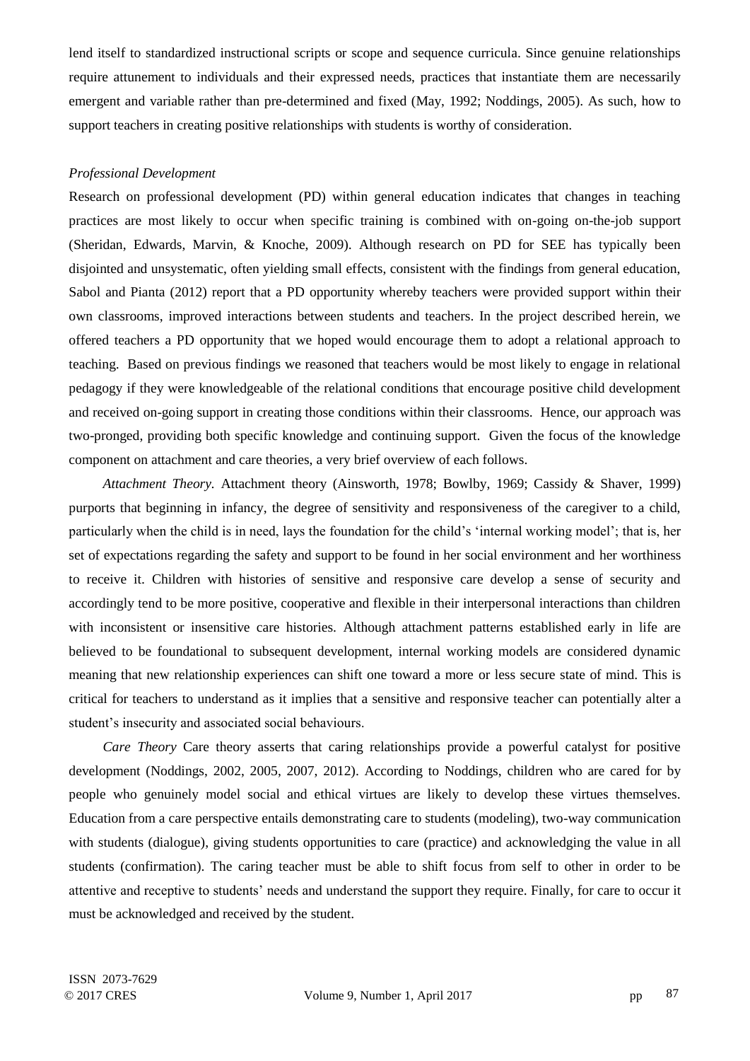lend itself to standardized instructional scripts or scope and sequence curricula. Since genuine relationships require attunement to individuals and their expressed needs, practices that instantiate them are necessarily emergent and variable rather than pre-determined and fixed (May, 1992; Noddings, 2005). As such, how to support teachers in creating positive relationships with students is worthy of consideration.

*Professional Development*

Research on professional development (PD) within general education indicates that changes in teaching practices are most likely to occur when specific training is combined with on-going on-the-job support (Sheridan, Edwards, Marvin, & Knoche, 2009). Although research on PD for SEE has typically been disjointed and unsystematic, often yielding small effects, consistent with the findings from general education, Sabol and Pianta (2012) report that a PD opportunity whereby teachers were provided support within their own classrooms, improved interactions between students and teachers. In the project described herein, we offered teachers a PD opportunity that we hoped would encourage them to adopt a relational approach to teaching. Based on previous findings we reasoned that teachers would be most likely to engage in relational pedagogy if they were knowledgeable of the relational conditions that encourage positive child development and received on-going support in creating those conditions within their classrooms. Hence, our approach was two-pronged, providing both specific knowledge and continuing support. Given the focus of the knowledge component on attachment and care theories, a very brief overview of each follows.

*Attachment Theory.* Attachment theory (Ainsworth, 1978; Bowlby, 1969; Cassidy & Shaver, 1999) purports that beginning in infancy, the degree of sensitivity and responsiveness of the caregiver to a child, particularly when the child is in need, lays the foundation for the child's 'internal working model'; that is, her set of expectations regarding the safety and support to be found in her social environment and her worthiness to receive it. Children with histories of sensitive and responsive care develop a sense of security and accordingly tend to be more positive, cooperative and flexible in their interpersonal interactions than children with inconsistent or insensitive care histories. Although attachment patterns established early in life are believed to be foundational to subsequent development, internal working models are considered dynamic meaning that new relationship experiences can shift one toward a more or less secure state of mind. This is critical for teachers to understand as it implies that a sensitive and responsive teacher can potentially alter a student's insecurity and associated social behaviours.

*Care Theory* Care theory asserts that caring relationships provide a powerful catalyst for positive development (Noddings, 2002, 2005, 2007, 2012). According to Noddings, children who are cared for by people who genuinely model social and ethical virtues are likely to develop these virtues themselves. Education from a care perspective entails demonstrating care to students (modeling), two-way communication with students (dialogue), giving students opportunities to care (practice) and acknowledging the value in all students (confirmation). The caring teacher must be able to shift focus from self to other in order to be attentive and receptive to students' needs and understand the support they require. Finally, for care to occur it must be acknowledged and received by the student.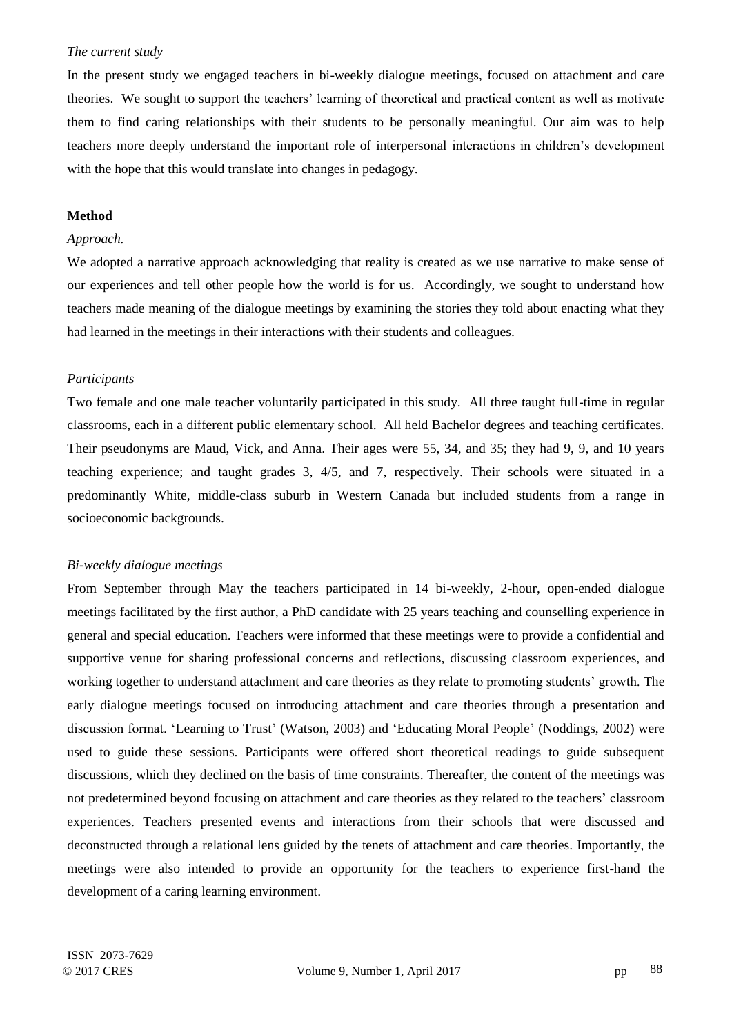*The current study*

In the present study we engaged teachers in bi-weekly dialogue meetings, focused on attachment and care theories. We sought to support the teachers' learning of theoretical and practical content as well as motivate them to find caring relationships with their students to be personally meaningful. Our aim was to help teachers more deeply understand the important role of interpersonal interactions in children's development with the hope that this would translate into changes in pedagogy.

**Method**

*Approach.*

We adopted a narrative approach acknowledging that reality is created as we use narrative to make sense of our experiences and tell other people how the world is for us. Accordingly, we sought to understand how teachers made meaning of the dialogue meetings by examining the stories they told about enacting what they had learned in the meetings in their interactions with their students and colleagues.

*Participants*

Two female and one male teacher voluntarily participated in this study. All three taught full-time in regular classrooms, each in a different public elementary school. All held Bachelor degrees and teaching certificates. Their pseudonyms are Maud, Vick, and Anna. Their ages were 55, 34, and 35; they had 9, 9, and 10 years teaching experience; and taught grades 3, 4/5, and 7, respectively. Their schools were situated in a predominantly White, middle-class suburb in Western Canada but included students from a range in socioeconomic backgrounds.

*Bi-weekly dialogue meetings*

From September through May the teachers participated in 14 bi-weekly, 2-hour, open-ended dialogue meetings facilitated by the first author, a PhD candidate with 25 years teaching and counselling experience in general and special education. Teachers were informed that these meetings were to provide a confidential and supportive venue for sharing professional concerns and reflections, discussing classroom experiences, and working together to understand attachment and care theories as they relate to promoting students' growth. The early dialogue meetings focused on introducing attachment and care theories through a presentation and discussion format. 'Learning to Trust' (Watson, 2003) and 'Educating Moral People' (Noddings, 2002) were used to guide these sessions. Participants were offered short theoretical readings to guide subsequent discussions, which they declined on the basis of time constraints. Thereafter, the content of the meetings was not predetermined beyond focusing on attachment and care theories as they related to the teachers' classroom experiences. Teachers presented events and interactions from their schools that were discussed and deconstructed through a relational lens guided by the tenets of attachment and care theories. Importantly, the meetings were also intended to provide an opportunity for the teachers to experience first-hand the development of a caring learning environment.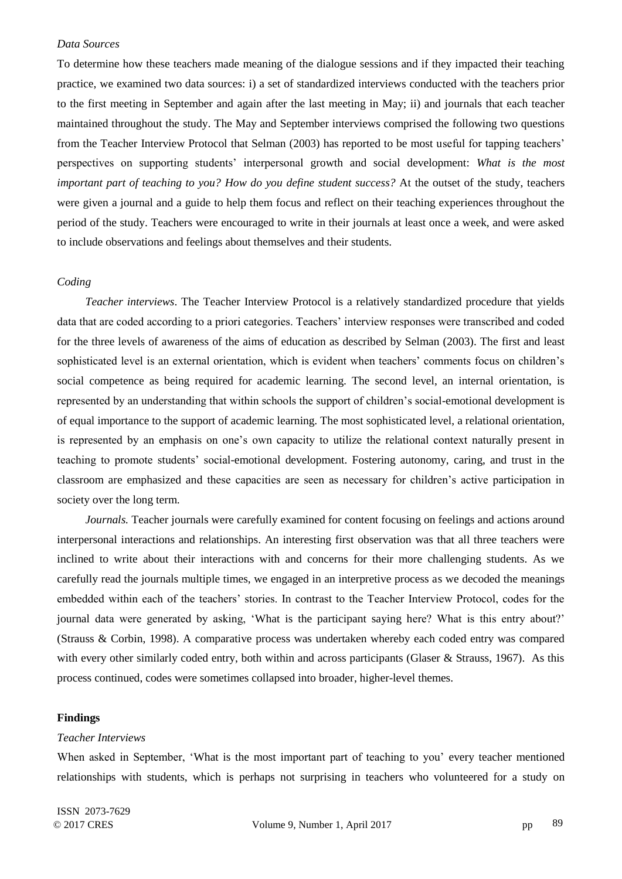*Data Sources*

To determine how these teachers made meaning of the dialogue sessions and if they impacted their teaching practice, we examined two data sources: i) a set of standardized interviews conducted with the teachers prior to the first meeting in September and again after the last meeting in May; ii) and journals that each teacher maintained throughout the study. The May and September interviews comprised the following two questions from the Teacher Interview Protocol that Selman (2003) has reported to be most useful for tapping teachers' perspectives on supporting students' interpersonal growth and social development: *What is the most important part of teaching to you? How do you define student success?* At the outset of the study, teachers were given a journal and a guide to help them focus and reflect on their teaching experiences throughout the period of the study. Teachers were encouraged to write in their journals at least once a week, and were asked to include observations and feelings about themselves and their students.

*Coding*

*Teacher interviews*. The Teacher Interview Protocol is a relatively standardized procedure that yields data that are coded according to a priori categories. Teachers' interview responses were transcribed and coded for the three levels of awareness of the aims of education as described by Selman (2003). The first and least sophisticated level is an external orientation, which is evident when teachers' comments focus on children's social competence as being required for academic learning. The second level, an internal orientation, is represented by an understanding that within schools the support of children's social-emotional development is of equal importance to the support of academic learning. The most sophisticated level, a relational orientation, is represented by an emphasis on one's own capacity to utilize the relational context naturally present in teaching to promote students' social-emotional development. Fostering autonomy, caring, and trust in the classroom are emphasized and these capacities are seen as necessary for children's active participation in society over the long term.

*Journals.* Teacher journals were carefully examined for content focusing on feelings and actions around interpersonal interactions and relationships. An interesting first observation was that all three teachers were inclined to write about their interactions with and concerns for their more challenging students. As we carefully read the journals multiple times, we engaged in an interpretive process as we decoded the meanings embedded within each of the teachers' stories. In contrast to the Teacher Interview Protocol, codes for the journal data were generated by asking, 'What is the participant saying here? What is this entry about?' (Strauss & Corbin, 1998). A comparative process was undertaken whereby each coded entry was compared with every other similarly coded entry, both within and across participants (Glaser & Strauss, 1967). As this process continued, codes were sometimes collapsed into broader, higher-level themes.

**Findings**

*Teacher Interviews*

When asked in September, 'What is the most important part of teaching to you' every teacher mentioned relationships with students, which is perhaps not surprising in teachers who volunteered for a study on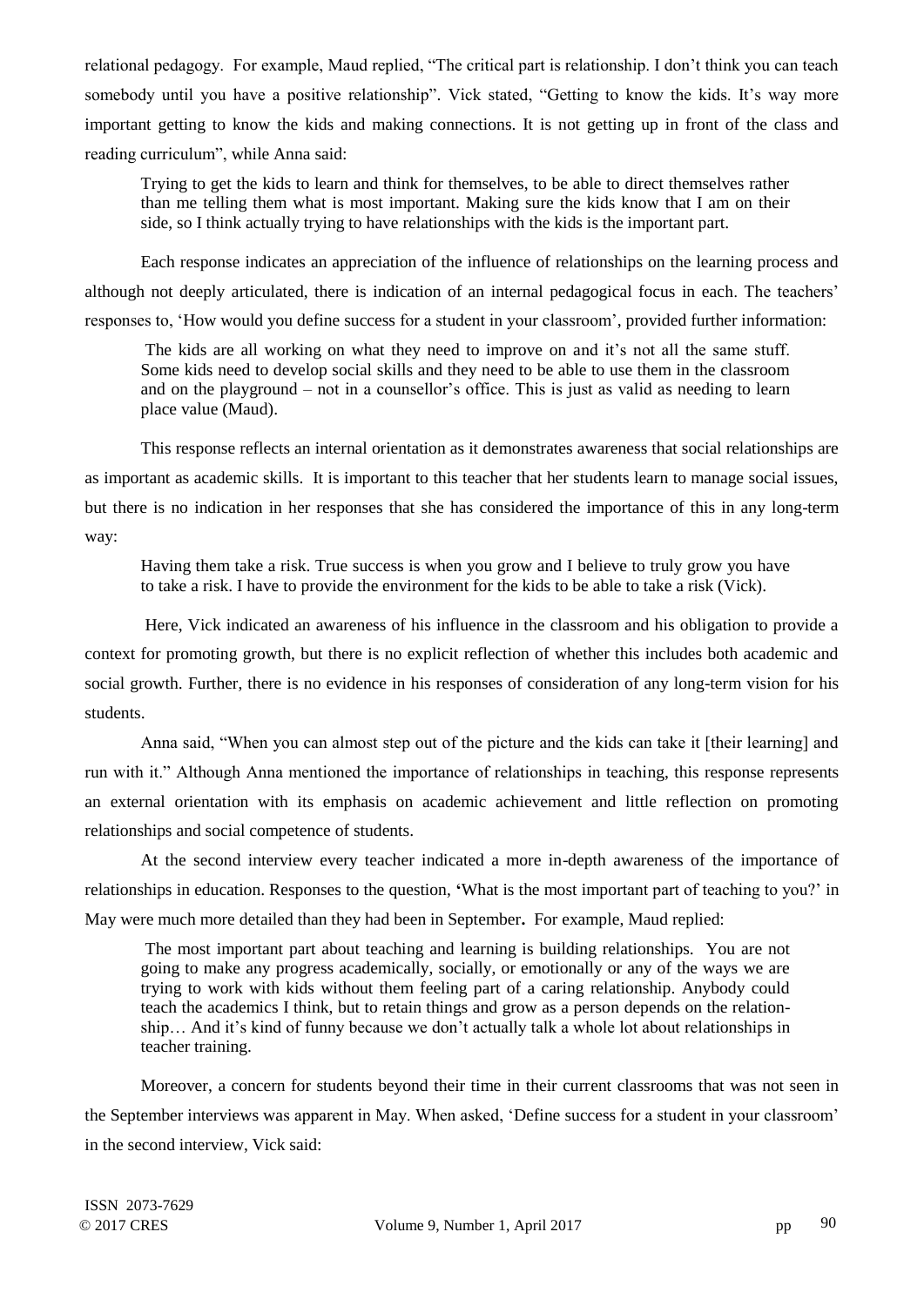relational pedagogy. For example, Maud replied, "The critical part is relationship. I don't think you can teach somebody until you have a positive relationship". Vick stated, "Getting to know the kids. It's way more important getting to know the kids and making connections. It is not getting up in front of the class and reading curriculum", while Anna said:

> Trying to get the kids to learn and think for themselves, to be able to direct themselves rather than me telling them what is most important. Making sure the kids know that I am on their side, so I think actually trying to have relationships with the kids is the important part.

Each response indicates an appreciation of the influence of relationships on the learning process and although not deeply articulated, there is indication of an internal pedagogical focus in each. The teachers' responses to, 'How would you define success for a student in your classroom', provided further information:

> The kids are all working on what they need to improve on and it's not all the same stuff. Some kids need to develop social skills and they need to be able to use them in the classroom and on the playground – not in a counsellor's office. This is just as valid as needing to learn place value (Maud).

This response reflects an internal orientation as it demonstrates awareness that social relationships are as important as academic skills. It is important to this teacher that her students learn to manage social issues, but there is no indication in her responses that she has considered the importance of this in any long-term way:

> Having them take a risk. True success is when you grow and I believe to truly grow you have to take a risk. I have to provide the environment for the kids to be able to take a risk (Vick).

Here, Vick indicated an awareness of his influence in the classroom and his obligation to provide a context for promoting growth, but there is no explicit reflection of whether this includes both academic and social growth. Further, there is no evidence in his responses of consideration of any long-term vision for his students.

Anna said, "When you can almost step out of the picture and the kids can take it [their learning] and run with it." Although Anna mentioned the importance of relationships in teaching, this response represents an external orientation with its emphasis on academic achievement and little reflection on promoting relationships and social competence of students.

At the second interview every teacher indicated a more in-depth awareness of the importance of relationships in education. Responses to the question, **'**What is the most important part of teaching to you?' in May were much more detailed than they had been in September**.** For example, Maud replied:

> The most important part about teaching and learning is building relationships. You are not going to make any progress academically, socially, or emotionally or any of the ways we are trying to work with kids without them feeling part of a caring relationship. Anybody could teach the academics I think, but to retain things and grow as a person depends on the relationship… And it's kind of funny because we don't actually talk a whole lot about relationships in teacher training.

Moreover, a concern for students beyond their time in their current classrooms that was not seen in the September interviews was apparent in May. When asked, 'Define success for a student in your classroom' in the second interview, Vick said: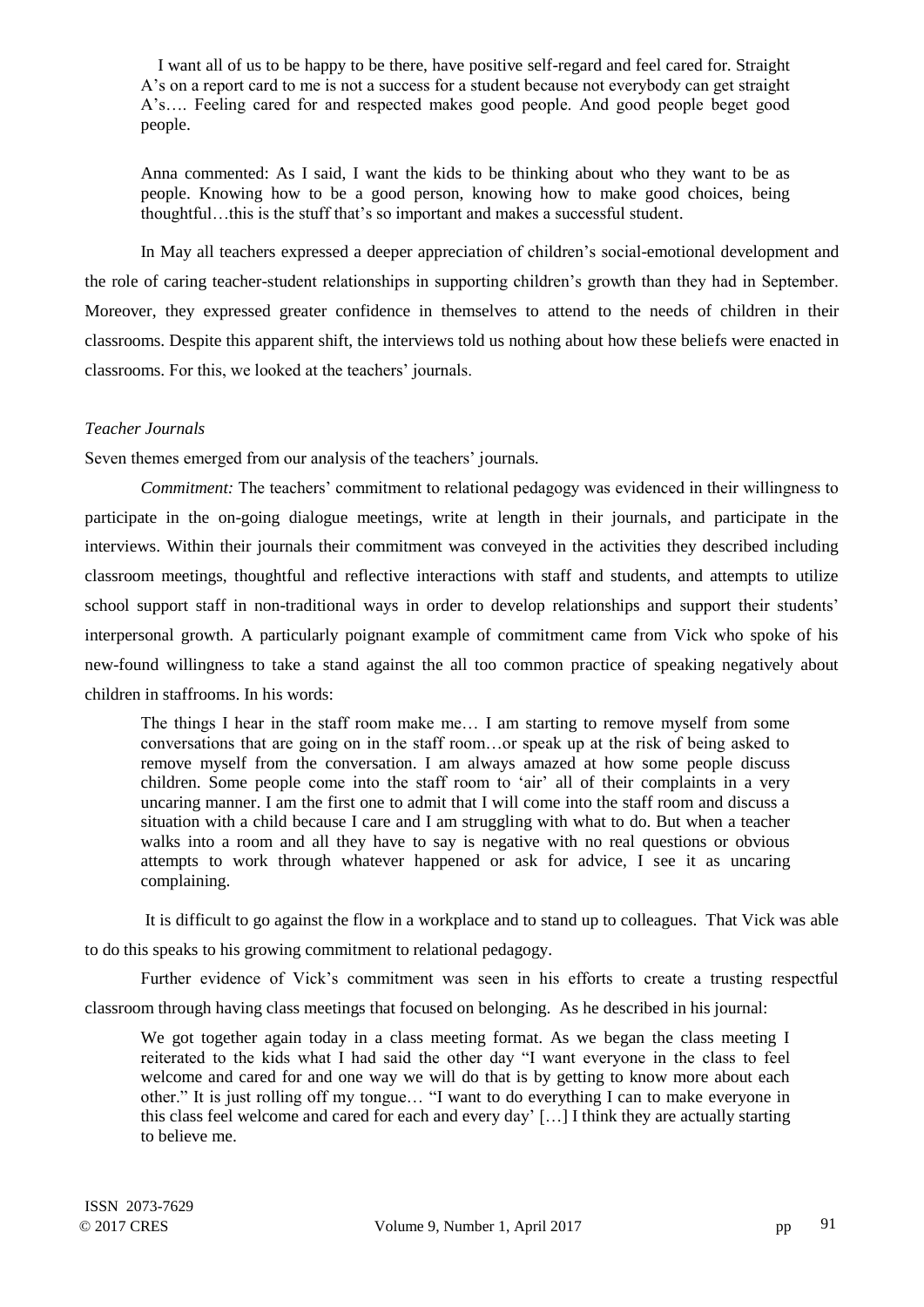> I want all of us to be happy to be there, have positive self-regard and feel cared for. Straight A's on a report card to me is not a success for a student because not everybody can get straight A's…. Feeling cared for and respected makes good people. And good people beget good people.

> Anna commented: As I said, I want the kids to be thinking about who they want to be as people. Knowing how to be a good person, knowing how to make good choices, being thoughtful…this is the stuff that's so important and makes a successful student.

In May all teachers expressed a deeper appreciation of children's social-emotional development and the role of caring teacher-student relationships in supporting children's growth than they had in September. Moreover, they expressed greater confidence in themselves to attend to the needs of children in their classrooms. Despite this apparent shift, the interviews told us nothing about how these beliefs were enacted in classrooms. For this, we looked at the teachers' journals.

*Teacher Journals*

Seven themes emerged from our analysis of the teachers' journals.

*Commitment:* The teachers' commitment to relational pedagogy was evidenced in their willingness to participate in the on-going dialogue meetings, write at length in their journals, and participate in the interviews. Within their journals their commitment was conveyed in the activities they described including classroom meetings, thoughtful and reflective interactions with staff and students, and attempts to utilize school support staff in non-traditional ways in order to develop relationships and support their students' interpersonal growth. A particularly poignant example of commitment came from Vick who spoke of his new-found willingness to take a stand against the all too common practice of speaking negatively about children in staffrooms. In his words:

> The things I hear in the staff room make me… I am starting to remove myself from some conversations that are going on in the staff room…or speak up at the risk of being asked to remove myself from the conversation. I am always amazed at how some people discuss children. Some people come into the staff room to 'air' all of their complaints in a very uncaring manner. I am the first one to admit that I will come into the staff room and discuss a situation with a child because I care and I am struggling with what to do. But when a teacher walks into a room and all they have to say is negative with no real questions or obvious attempts to work through whatever happened or ask for advice, I see it as uncaring complaining.

It is difficult to go against the flow in a workplace and to stand up to colleagues. That Vick was able to do this speaks to his growing commitment to relational pedagogy.

Further evidence of Vick's commitment was seen in his efforts to create a trusting respectful classroom through having class meetings that focused on belonging. As he described in his journal:

> We got together again today in a class meeting format. As we began the class meeting I reiterated to the kids what I had said the other day "I want everyone in the class to feel welcome and cared for and one way we will do that is by getting to know more about each other." It is just rolling off my tongue… "I want to do everything I can to make everyone in this class feel welcome and cared for each and every day' […] I think they are actually starting to believe me.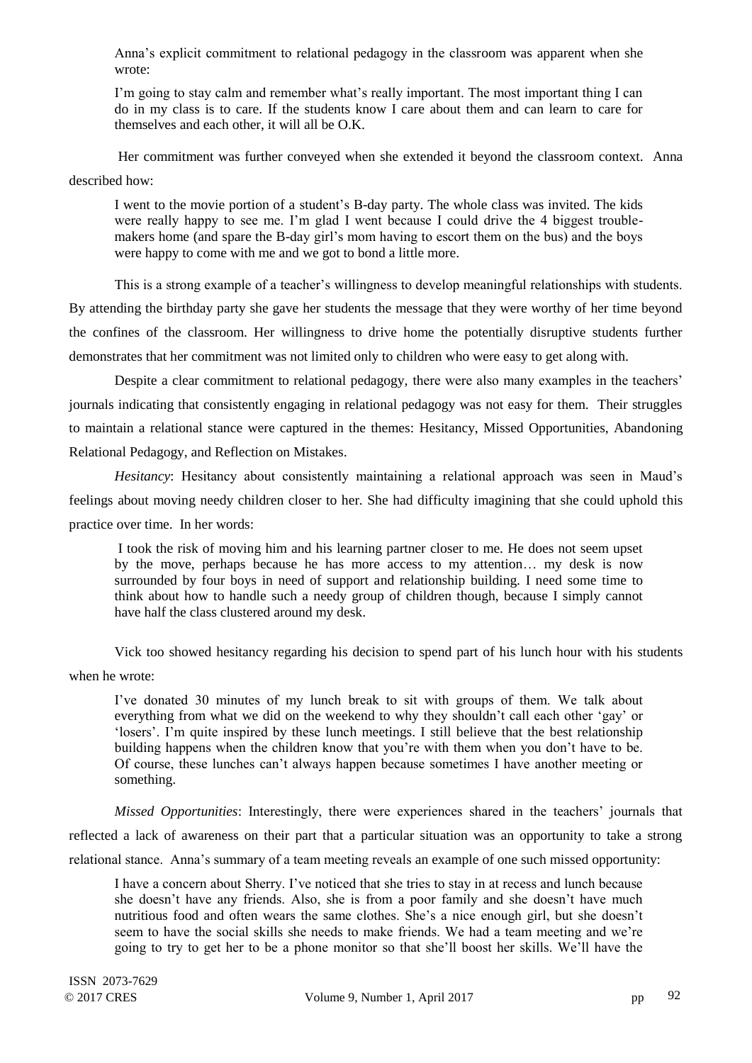Anna's explicit commitment to relational pedagogy in the classroom was apparent when she wrote:

> I'm going to stay calm and remember what's really important. The most important thing I can do in my class is to care. If the students know I care about them and can learn to care for themselves and each other, it will all be O.K.

Her commitment was further conveyed when she extended it beyond the classroom context. Anna described how:

> I went to the movie portion of a student's B-day party. The whole class was invited. The kids were really happy to see me. I'm glad I went because I could drive the 4 biggest trouble-makers home (and spare the B-day girl's mom having to escort them on the bus) and the boys were happy to come with me and we got to bond a little more.

This is a strong example of a teacher's willingness to develop meaningful relationships with students. By attending the birthday party she gave her students the message that they were worthy of her time beyond the confines of the classroom. Her willingness to drive home the potentially disruptive students further demonstrates that her commitment was not limited only to children who were easy to get along with.

Despite a clear commitment to relational pedagogy, there were also many examples in the teachers' journals indicating that consistently engaging in relational pedagogy was not easy for them. Their struggles to maintain a relational stance were captured in the themes: Hesitancy, Missed Opportunities, Abandoning Relational Pedagogy, and Reflection on Mistakes.

*Hesitancy*: Hesitancy about consistently maintaining a relational approach was seen in Maud's feelings about moving needy children closer to her. She had difficulty imagining that she could uphold this practice over time. In her words:

> I took the risk of moving him and his learning partner closer to me. He does not seem upset by the move, perhaps because he has more access to my attention… my desk is now surrounded by four boys in need of support and relationship building. I need some time to think about how to handle such a needy group of children though, because I simply cannot have half the class clustered around my desk.

Vick too showed hesitancy regarding his decision to spend part of his lunch hour with his students when he wrote:

> I've donated 30 minutes of my lunch break to sit with groups of them. We talk about everything from what we did on the weekend to why they shouldn't call each other 'gay' or 'losers'. I'm quite inspired by these lunch meetings. I still believe that the best relationship building happens when the children know that you're with them when you don't have to be. Of course, these lunches can't always happen because sometimes I have another meeting or something.

*Missed Opportunities*: Interestingly, there were experiences shared in the teachers' journals that reflected a lack of awareness on their part that a particular situation was an opportunity to take a strong relational stance. Anna's summary of a team meeting reveals an example of one such missed opportunity:

> I have a concern about Sherry. I've noticed that she tries to stay in at recess and lunch because she doesn't have any friends. Also, she is from a poor family and she doesn't have much nutritious food and often wears the same clothes. She's a nice enough girl, but she doesn't seem to have the social skills she needs to make friends. We had a team meeting and we're going to try to get her to be a phone monitor so that she'll boost her skills. We'll have the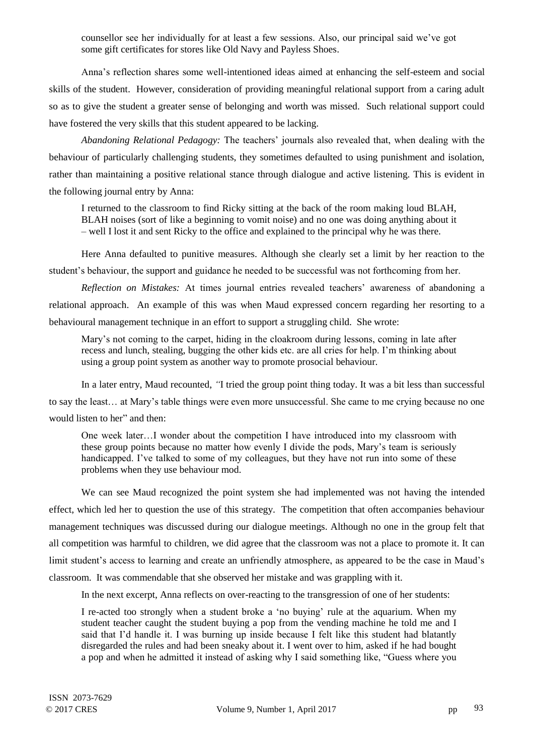> counsellor see her individually for at least a few sessions. Also, our principal said we've got some gift certificates for stores like Old Navy and Payless Shoes.

Anna's reflection shares some well-intentioned ideas aimed at enhancing the self-esteem and social skills of the student. However, consideration of providing meaningful relational support from a caring adult so as to give the student a greater sense of belonging and worth was missed. Such relational support could have fostered the very skills that this student appeared to be lacking.

*Abandoning Relational Pedagogy:* The teachers' journals also revealed that, when dealing with the behaviour of particularly challenging students, they sometimes defaulted to using punishment and isolation, rather than maintaining a positive relational stance through dialogue and active listening. This is evident in the following journal entry by Anna:

> I returned to the classroom to find Ricky sitting at the back of the room making loud BLAH, BLAH noises (sort of like a beginning to vomit noise) and no one was doing anything about it – well I lost it and sent Ricky to the office and explained to the principal why he was there.

Here Anna defaulted to punitive measures. Although she clearly set a limit by her reaction to the student's behaviour, the support and guidance he needed to be successful was not forthcoming from her.

*Reflection on Mistakes:* At times journal entries revealed teachers' awareness of abandoning a relational approach. An example of this was when Maud expressed concern regarding her resorting to a behavioural management technique in an effort to support a struggling child. She wrote:

> Mary's not coming to the carpet, hiding in the cloakroom during lessons, coming in late after recess and lunch, stealing, bugging the other kids etc. are all cries for help. I'm thinking about using a group point system as another way to promote prosocial behaviour.

In a later entry, Maud recounted, *"*I tried the group point thing today. It was a bit less than successful to say the least… at Mary's table things were even more unsuccessful. She came to me crying because no one would listen to her" and then:

> One week later…I wonder about the competition I have introduced into my classroom with these group points because no matter how evenly I divide the pods, Mary's team is seriously handicapped. I've talked to some of my colleagues, but they have not run into some of these problems when they use behaviour mod.

We can see Maud recognized the point system she had implemented was not having the intended effect, which led her to question the use of this strategy. The competition that often accompanies behaviour management techniques was discussed during our dialogue meetings. Although no one in the group felt that all competition was harmful to children, we did agree that the classroom was not a place to promote it. It can limit student's access to learning and create an unfriendly atmosphere, as appeared to be the case in Maud's classroom. It was commendable that she observed her mistake and was grappling with it.

In the next excerpt, Anna reflects on over-reacting to the transgression of one of her students:

> I re-acted too strongly when a student broke a 'no buying' rule at the aquarium. When my student teacher caught the student buying a pop from the vending machine he told me and I said that I'd handle it. I was burning up inside because I felt like this student had blatantly disregarded the rules and had been sneaky about it. I went over to him, asked if he had bought a pop and when he admitted it instead of asking why I said something like, "Guess where you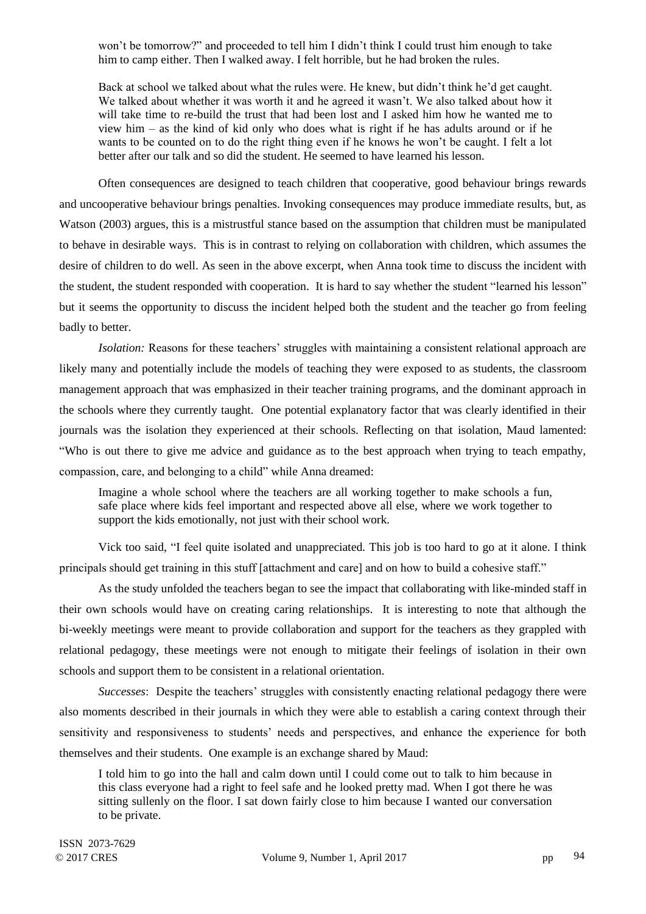> won't be tomorrow?" and proceeded to tell him I didn't think I could trust him enough to take him to camp either. Then I walked away. I felt horrible, but he had broken the rules.
>
> Back at school we talked about what the rules were. He knew, but didn't think he'd get caught. We talked about whether it was worth it and he agreed it wasn't. We also talked about how it will take time to re-build the trust that had been lost and I asked him how he wanted me to view him – as the kind of kid only who does what is right if he has adults around or if he wants to be counted on to do the right thing even if he knows he won't be caught. I felt a lot better after our talk and so did the student. He seemed to have learned his lesson.

Often consequences are designed to teach children that cooperative, good behaviour brings rewards and uncooperative behaviour brings penalties. Invoking consequences may produce immediate results, but, as Watson (2003) argues, this is a mistrustful stance based on the assumption that children must be manipulated to behave in desirable ways. This is in contrast to relying on collaboration with children, which assumes the desire of children to do well. As seen in the above excerpt, when Anna took time to discuss the incident with the student, the student responded with cooperation. It is hard to say whether the student "learned his lesson" but it seems the opportunity to discuss the incident helped both the student and the teacher go from feeling badly to better.

*Isolation:* Reasons for these teachers' struggles with maintaining a consistent relational approach are likely many and potentially include the models of teaching they were exposed to as students, the classroom management approach that was emphasized in their teacher training programs, and the dominant approach in the schools where they currently taught. One potential explanatory factor that was clearly identified in their journals was the isolation they experienced at their schools. Reflecting on that isolation, Maud lamented: "Who is out there to give me advice and guidance as to the best approach when trying to teach empathy, compassion, care, and belonging to a child" while Anna dreamed:

> Imagine a whole school where the teachers are all working together to make schools a fun, safe place where kids feel important and respected above all else, where we work together to support the kids emotionally, not just with their school work.

Vick too said, "I feel quite isolated and unappreciated. This job is too hard to go at it alone. I think principals should get training in this stuff [attachment and care] and on how to build a cohesive staff."

As the study unfolded the teachers began to see the impact that collaborating with like-minded staff in their own schools would have on creating caring relationships. It is interesting to note that although the bi-weekly meetings were meant to provide collaboration and support for the teachers as they grappled with relational pedagogy, these meetings were not enough to mitigate their feelings of isolation in their own schools and support them to be consistent in a relational orientation.

*Successes*: Despite the teachers' struggles with consistently enacting relational pedagogy there were also moments described in their journals in which they were able to establish a caring context through their sensitivity and responsiveness to students' needs and perspectives, and enhance the experience for both themselves and their students. One example is an exchange shared by Maud:

> I told him to go into the hall and calm down until I could come out to talk to him because in this class everyone had a right to feel safe and he looked pretty mad. When I got there he was sitting sullenly on the floor. I sat down fairly close to him because I wanted our conversation to be private.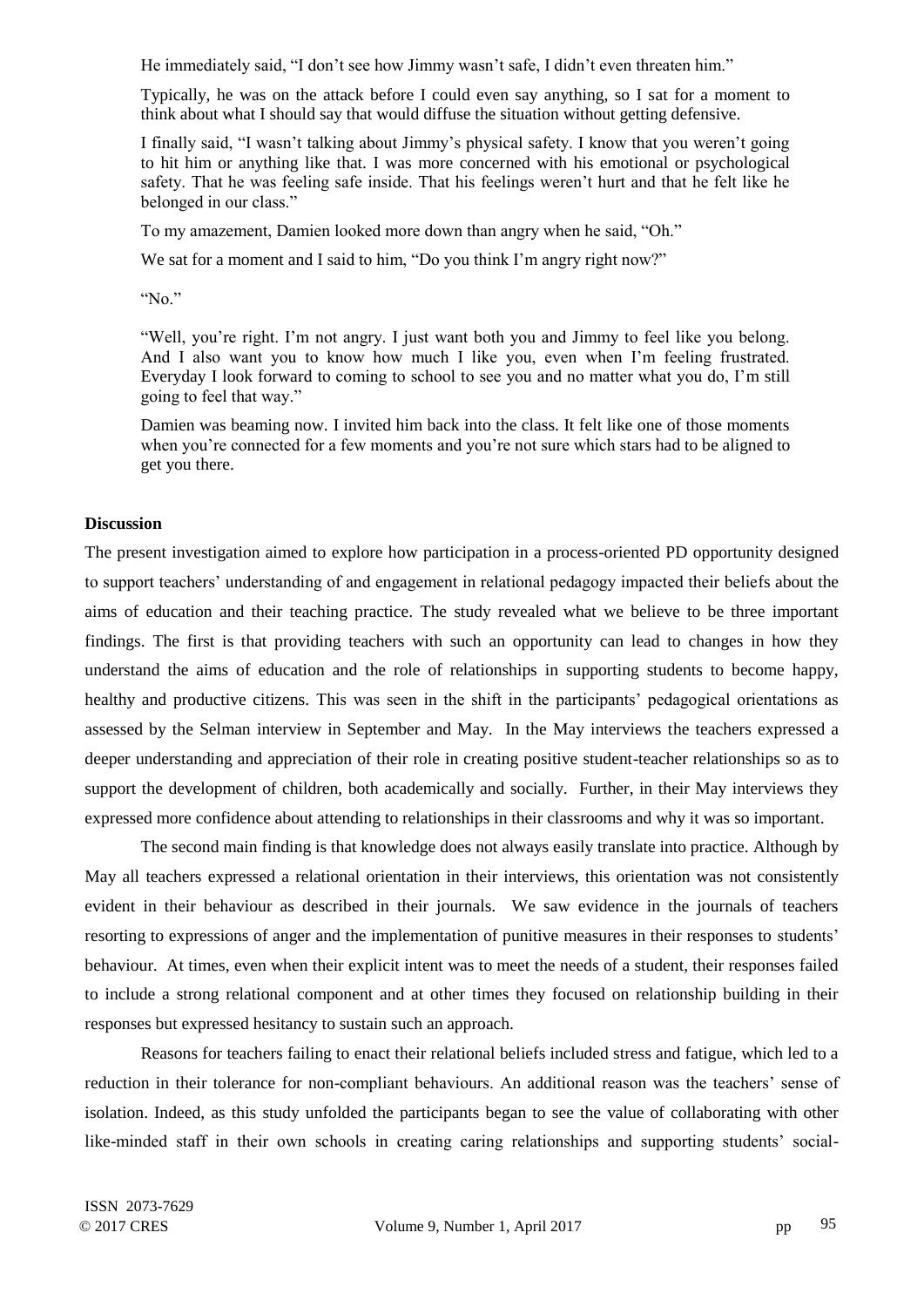He immediately said, "I don't see how Jimmy wasn't safe, I didn't even threaten him."

Typically, he was on the attack before I could even say anything, so I sat for a moment to think about what I should say that would diffuse the situation without getting defensive.

I finally said, "I wasn't talking about Jimmy's physical safety. I know that you weren't going to hit him or anything like that. I was more concerned with his emotional or psychological safety. That he was feeling safe inside. That his feelings weren't hurt and that he felt like he belonged in our class."

To my amazement, Damien looked more down than angry when he said, "Oh."

We sat for a moment and I said to him, "Do you think I'm angry right now?"

"No."

"Well, you're right. I'm not angry. I just want both you and Jimmy to feel like you belong. And I also want you to know how much I like you, even when I'm feeling frustrated. Everyday I look forward to coming to school to see you and no matter what you do, I'm still going to feel that way."

Damien was beaming now. I invited him back into the class. It felt like one of those moments when you're connected for a few moments and you're not sure which stars had to be aligned to get you there.

**Discussion**

The present investigation aimed to explore how participation in a process-oriented PD opportunity designed to support teachers' understanding of and engagement in relational pedagogy impacted their beliefs about the aims of education and their teaching practice. The study revealed what we believe to be three important findings. The first is that providing teachers with such an opportunity can lead to changes in how they understand the aims of education and the role of relationships in supporting students to become happy, healthy and productive citizens. This was seen in the shift in the participants' pedagogical orientations as assessed by the Selman interview in September and May. In the May interviews the teachers expressed a deeper understanding and appreciation of their role in creating positive student-teacher relationships so as to support the development of children, both academically and socially. Further, in their May interviews they expressed more confidence about attending to relationships in their classrooms and why it was so important.

The second main finding is that knowledge does not always easily translate into practice. Although by May all teachers expressed a relational orientation in their interviews, this orientation was not consistently evident in their behaviour as described in their journals. We saw evidence in the journals of teachers resorting to expressions of anger and the implementation of punitive measures in their responses to students' behaviour. At times, even when their explicit intent was to meet the needs of a student, their responses failed to include a strong relational component and at other times they focused on relationship building in their responses but expressed hesitancy to sustain such an approach.

Reasons for teachers failing to enact their relational beliefs included stress and fatigue, which led to a reduction in their tolerance for non-compliant behaviours. An additional reason was the teachers' sense of isolation. Indeed, as this study unfolded the participants began to see the value of collaborating with other like-minded staff in their own schools in creating caring relationships and supporting students' social-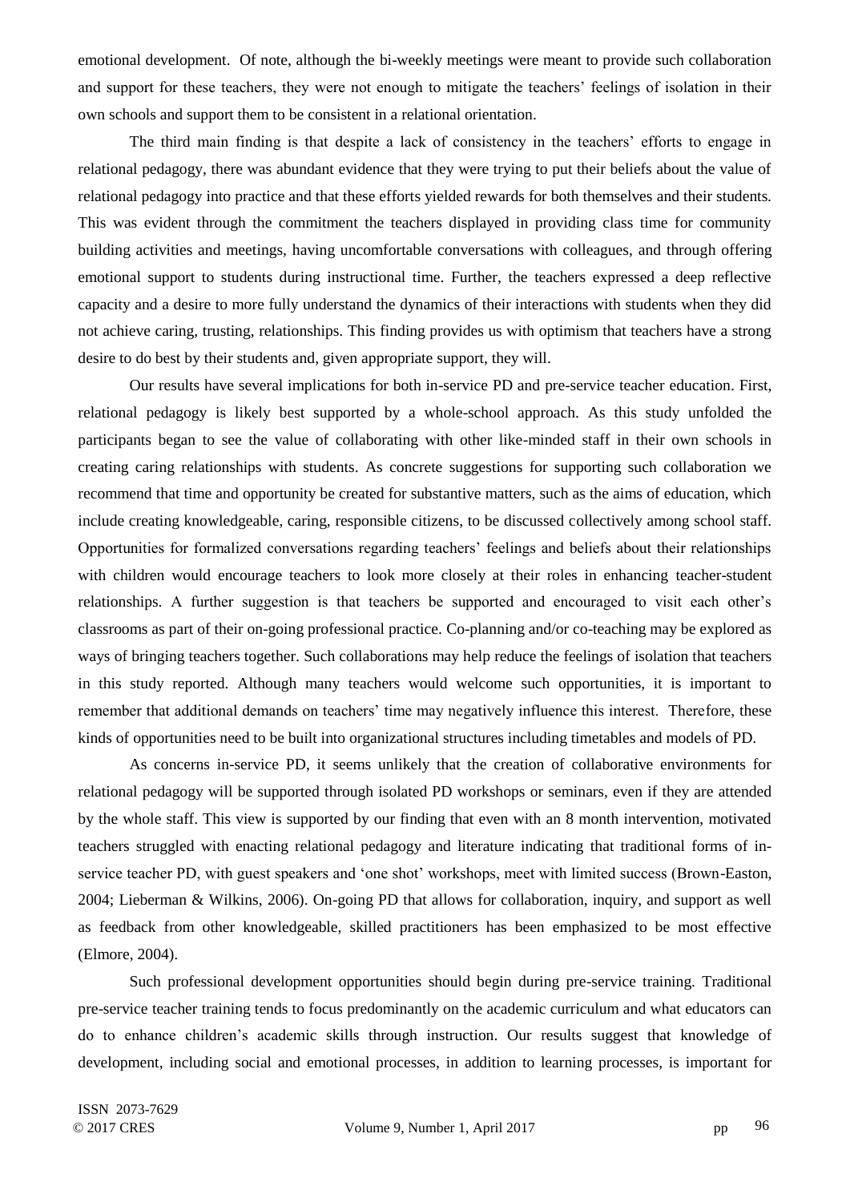emotional development. Of note, although the bi-weekly meetings were meant to provide such collaboration and support for these teachers, they were not enough to mitigate the teachers' feelings of isolation in their own schools and support them to be consistent in a relational orientation.

The third main finding is that despite a lack of consistency in the teachers' efforts to engage in relational pedagogy, there was abundant evidence that they were trying to put their beliefs about the value of relational pedagogy into practice and that these efforts yielded rewards for both themselves and their students. This was evident through the commitment the teachers displayed in providing class time for community building activities and meetings, having uncomfortable conversations with colleagues, and through offering emotional support to students during instructional time. Further, the teachers expressed a deep reflective capacity and a desire to more fully understand the dynamics of their interactions with students when they did not achieve caring, trusting, relationships. This finding provides us with optimism that teachers have a strong desire to do best by their students and, given appropriate support, they will.

Our results have several implications for both in-service PD and pre-service teacher education. First, relational pedagogy is likely best supported by a whole-school approach. As this study unfolded the participants began to see the value of collaborating with other like-minded staff in their own schools in creating caring relationships with students. As concrete suggestions for supporting such collaboration we recommend that time and opportunity be created for substantive matters, such as the aims of education, which include creating knowledgeable, caring, responsible citizens, to be discussed collectively among school staff. Opportunities for formalized conversations regarding teachers' feelings and beliefs about their relationships with children would encourage teachers to look more closely at their roles in enhancing teacher-student relationships. A further suggestion is that teachers be supported and encouraged to visit each other's classrooms as part of their on-going professional practice. Co-planning and/or co-teaching may be explored as ways of bringing teachers together. Such collaborations may help reduce the feelings of isolation that teachers in this study reported. Although many teachers would welcome such opportunities, it is important to remember that additional demands on teachers' time may negatively influence this interest. Therefore, these kinds of opportunities need to be built into organizational structures including timetables and models of PD.

As concerns in-service PD, it seems unlikely that the creation of collaborative environments for relational pedagogy will be supported through isolated PD workshops or seminars, even if they are attended by the whole staff. This view is supported by our finding that even with an 8 month intervention, motivated teachers struggled with enacting relational pedagogy and literature indicating that traditional forms of in-service teacher PD, with guest speakers and 'one shot' workshops, meet with limited success (Brown-Easton, 2004; Lieberman & Wilkins, 2006). On-going PD that allows for collaboration, inquiry, and support as well as feedback from other knowledgeable, skilled practitioners has been emphasized to be most effective (Elmore, 2004).

Such professional development opportunities should begin during pre-service training. Traditional pre-service teacher training tends to focus predominantly on the academic curriculum and what educators can do to enhance children's academic skills through instruction. Our results suggest that knowledge of development, including social and emotional processes, in addition to learning processes, is important for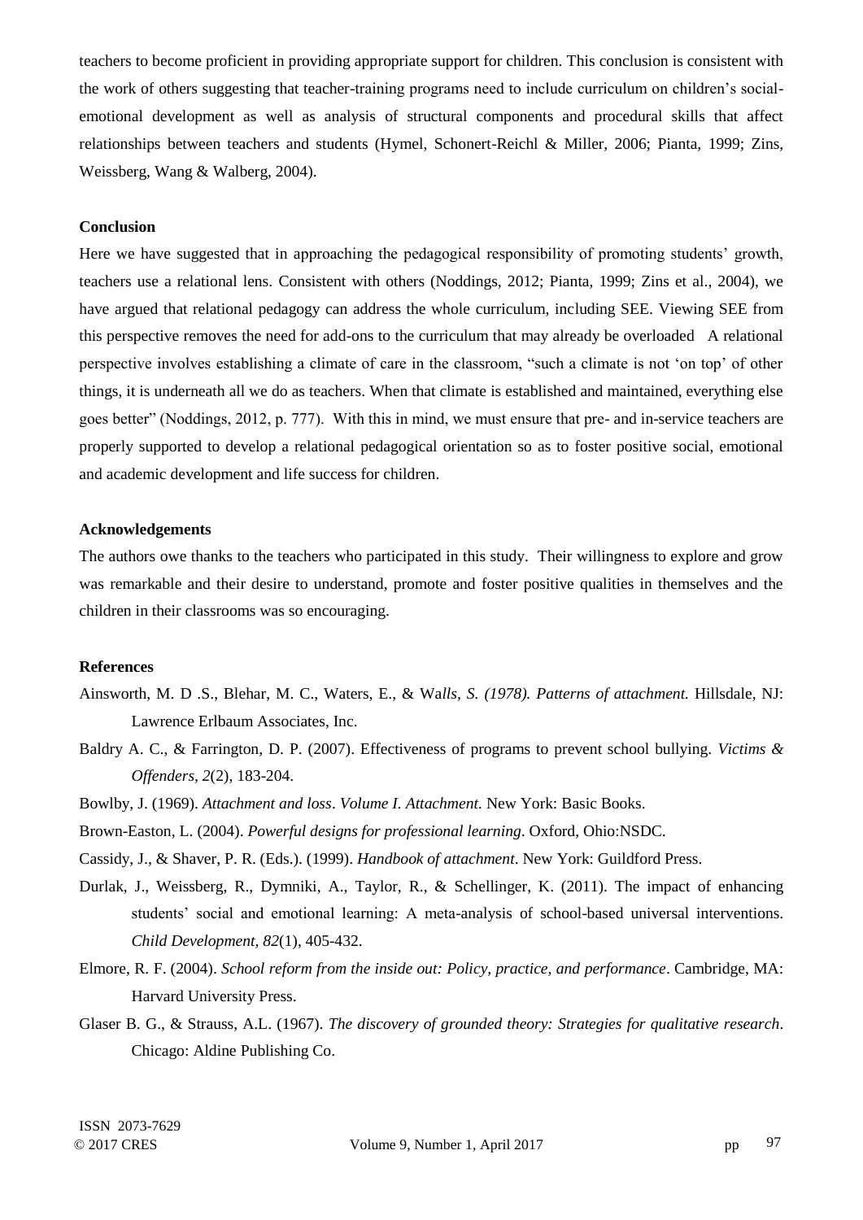teachers to become proficient in providing appropriate support for children. This conclusion is consistent with the work of others suggesting that teacher-training programs need to include curriculum on children's social-emotional development as well as analysis of structural components and procedural skills that affect relationships between teachers and students (Hymel, Schonert-Reichl & Miller, 2006; Pianta, 1999; Zins, Weissberg, Wang & Walberg, 2004).

**Conclusion**

Here we have suggested that in approaching the pedagogical responsibility of promoting students' growth, teachers use a relational lens. Consistent with others (Noddings, 2012; Pianta, 1999; Zins et al., 2004), we have argued that relational pedagogy can address the whole curriculum, including SEE. Viewing SEE from this perspective removes the need for add-ons to the curriculum that may already be overloaded A relational perspective involves establishing a climate of care in the classroom, "such a climate is not 'on top' of other things, it is underneath all we do as teachers. When that climate is established and maintained, everything else goes better" (Noddings, 2012, p. 777). With this in mind, we must ensure that pre- and in-service teachers are properly supported to develop a relational pedagogical orientation so as to foster positive social, emotional and academic development and life success for children.

**Acknowledgements**

The authors owe thanks to the teachers who participated in this study. Their willingness to explore and grow was remarkable and their desire to understand, promote and foster positive qualities in themselves and the children in their classrooms was so encouraging.

**References**

Ainsworth, M. D .S., Blehar, M. C., Waters, E., & Wa*lls, S. (1978). Patterns of attachment.* Hillsdale, NJ: Lawrence Erlbaum Associates, Inc.

Baldry A. C., & Farrington, D. P. (2007). Effectiveness of programs to prevent school bullying. *Victims & Offenders, 2*(2), 183-204.

Bowlby, J. (1969). *Attachment and loss*. *Volume I. Attachment*. New York: Basic Books.

Brown-Easton, L. (2004). *Powerful designs for professional learning*. Oxford, Ohio:NSDC.

Cassidy, J., & Shaver, P. R. (Eds.). (1999). *Handbook of attachment*. New York: Guildford Press.

Durlak, J., Weissberg, R., Dymniki, A., Taylor, R., & Schellinger, K. (2011). The impact of enhancing students' social and emotional learning: A meta-analysis of school-based universal interventions. *Child Development, 82*(1), 405-432.

Elmore, R. F. (2004). *School reform from the inside out: Policy, practice, and performance*. Cambridge, MA: Harvard University Press.

Glaser B. G., & Strauss, A.L. (1967). *The discovery of grounded theory: Strategies for qualitative research*. Chicago: Aldine Publishing Co.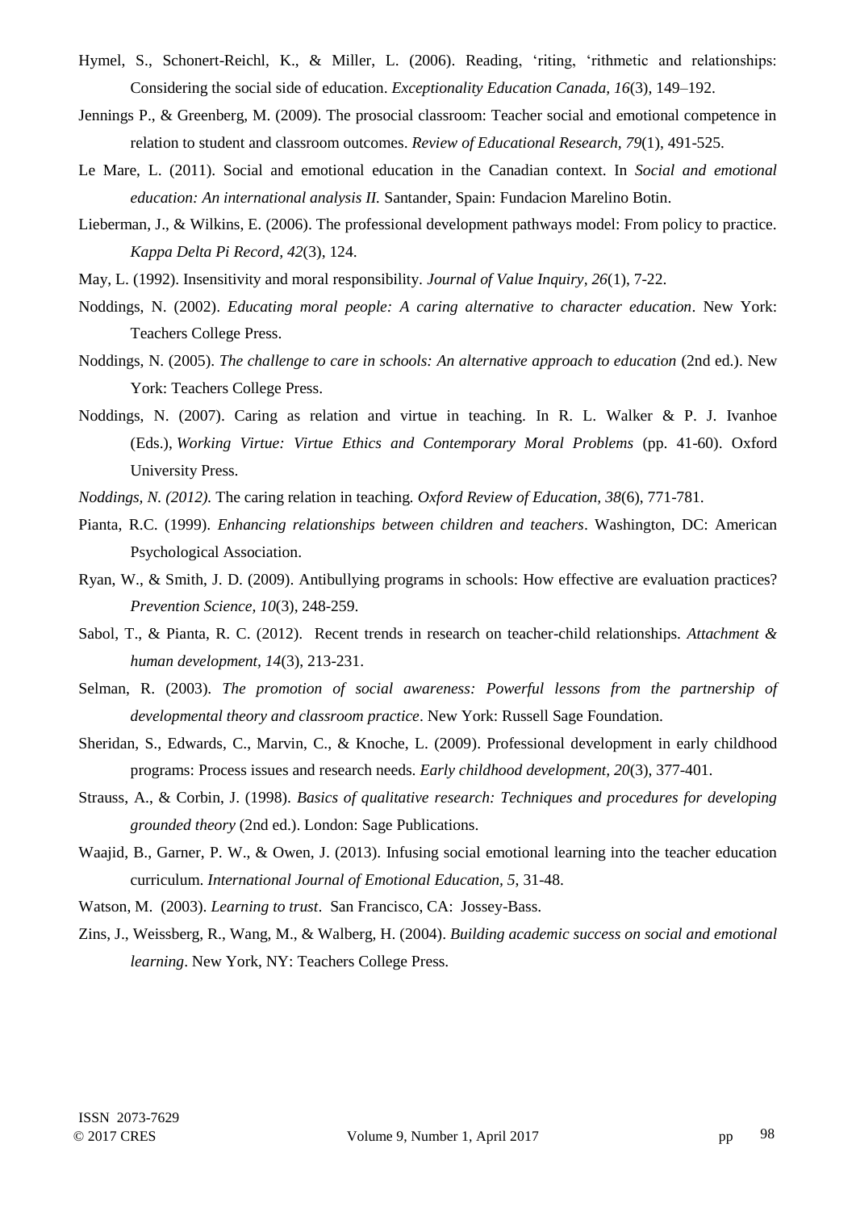Hymel, S., Schonert-Reichl, K., & Miller, L. (2006). Reading, 'riting, 'rithmetic and relationships: Considering the social side of education. *Exceptionality Education Canada, 16*(3), 149–192.

Jennings P., & Greenberg, M. (2009). The prosocial classroom: Teacher social and emotional competence in relation to student and classroom outcomes. *Review of Educational Research, 79*(1), 491-525.

Le Mare, L. (2011). Social and emotional education in the Canadian context. In *Social and emotional education: An international analysis II.* Santander, Spain: Fundacion Marelino Botin.

Lieberman, J., & Wilkins, E. (2006). The professional development pathways model: From policy to practice. *Kappa Delta Pi Record, 42*(3), 124.

May, L. (1992). Insensitivity and moral responsibility. *Journal of Value Inquiry, 26*(1), 7-22.

Noddings, N. (2002). *Educating moral people: A caring alternative to character education*. New York: Teachers College Press.

Noddings, N. (2005). *The challenge to care in schools: An alternative approach to education* (2nd ed.). New York: Teachers College Press.

Noddings, N. (2007). Caring as relation and virtue in teaching. In R. L. Walker & P. J. Ivanhoe (Eds.), *Working Virtue: Virtue Ethics and Contemporary Moral Problems* (pp. 41-60). Oxford University Press.

*Noddings, N. (2012).* The caring relation in teaching. *Oxford Review of Education, 38*(6), 771-781.

Pianta, R.C. (1999). *Enhancing relationships between children and teachers*. Washington, DC: American Psychological Association.

Ryan, W., & Smith, J. D. (2009). Antibullying programs in schools: How effective are evaluation practices? *Prevention Science, 10*(3), 248-259.

Sabol, T., & Pianta, R. C. (2012). Recent trends in research on teacher-child relationships. *Attachment & human development, 14*(3), 213-231.

Selman, R. (2003). *The promotion of social awareness: Powerful lessons from the partnership of developmental theory and classroom practice*. New York: Russell Sage Foundation.

Sheridan, S., Edwards, C., Marvin, C., & Knoche, L. (2009). Professional development in early childhood programs: Process issues and research needs. *Early childhood development, 20*(3), 377-401.

Strauss, A., & Corbin, J. (1998). *Basics of qualitative research: Techniques and procedures for developing grounded theory* (2nd ed.). London: Sage Publications.

Waajid, B., Garner, P. W., & Owen, J. (2013). Infusing social emotional learning into the teacher education curriculum. *International Journal of Emotional Education, 5*, 31-48.

Watson, M. (2003). *Learning to trust*. San Francisco, CA: Jossey-Bass.

Zins, J., Weissberg, R., Wang, M., & Walberg, H. (2004). *Building academic success on social and emotional learning*. New York, NY: Teachers College Press.